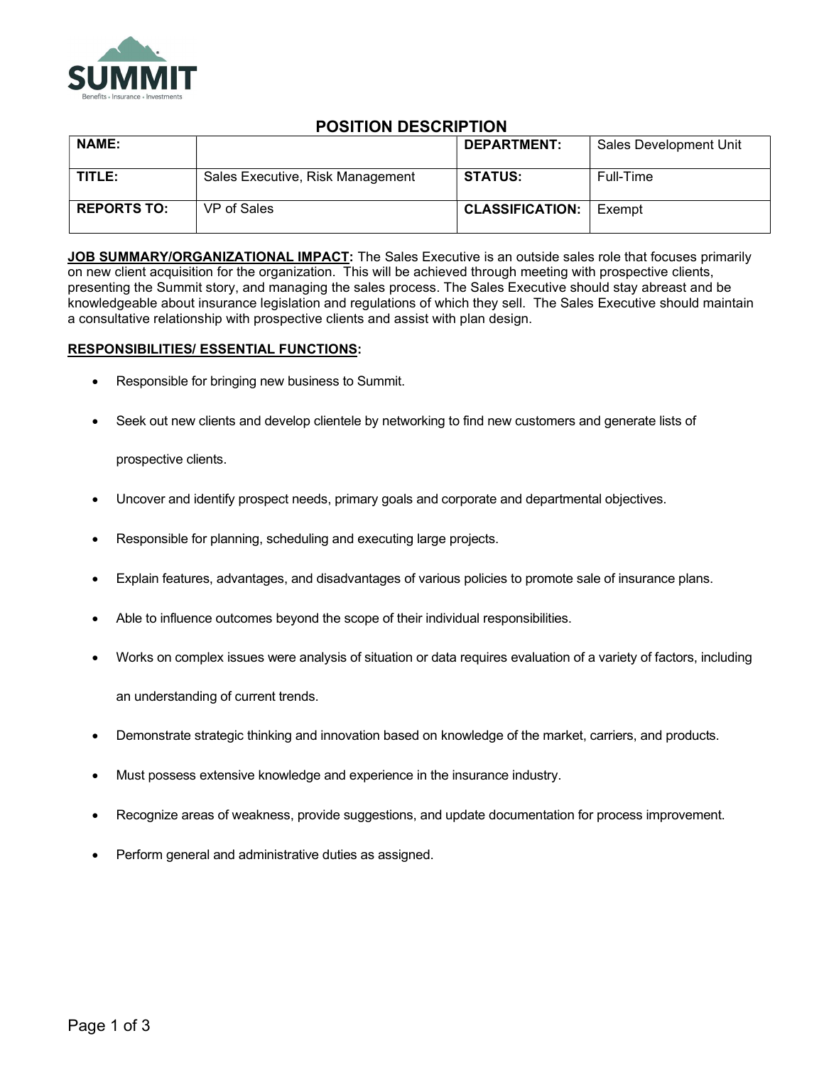SUMMIT

Benefits • Insurance • Investments

# POSITION DESCRIPTION

| NAME: | | DEPARTMENT: | Sales Development Unit |
|---|---|---|---|
| TITLE: | Sales Executive, Risk Management | STATUS: | Full-Time |
| REPORTS TO: | VP of Sales | CLASSIFICATION: | Exempt |

**JOB SUMMARY/ORGANIZATIONAL IMPACT:** The Sales Executive is an outside sales role that focuses primarily on new client acquisition for the organization. This will be achieved through meeting with prospective clients, presenting the Summit story, and managing the sales process. The Sales Executive should stay abreast and be knowledgeable about insurance legislation and regulations of which they sell. The Sales Executive should maintain a consultative relationship with prospective clients and assist with plan design.

**RESPONSIBILITIES/ ESSENTIAL FUNCTIONS:**

- Responsible for bringing new business to Summit.
- Seek out new clients and develop clientele by networking to find new customers and generate lists of prospective clients.
- Uncover and identify prospect needs, primary goals and corporate and departmental objectives.
- Responsible for planning, scheduling and executing large projects.
- Explain features, advantages, and disadvantages of various policies to promote sale of insurance plans.
- Able to influence outcomes beyond the scope of their individual responsibilities.
- Works on complex issues were analysis of situation or data requires evaluation of a variety of factors, including an understanding of current trends.
- Demonstrate strategic thinking and innovation based on knowledge of the market, carriers, and products.
- Must possess extensive knowledge and experience in the insurance industry.
- Recognize areas of weakness, provide suggestions, and update documentation for process improvement.
- Perform general and administrative duties as assigned.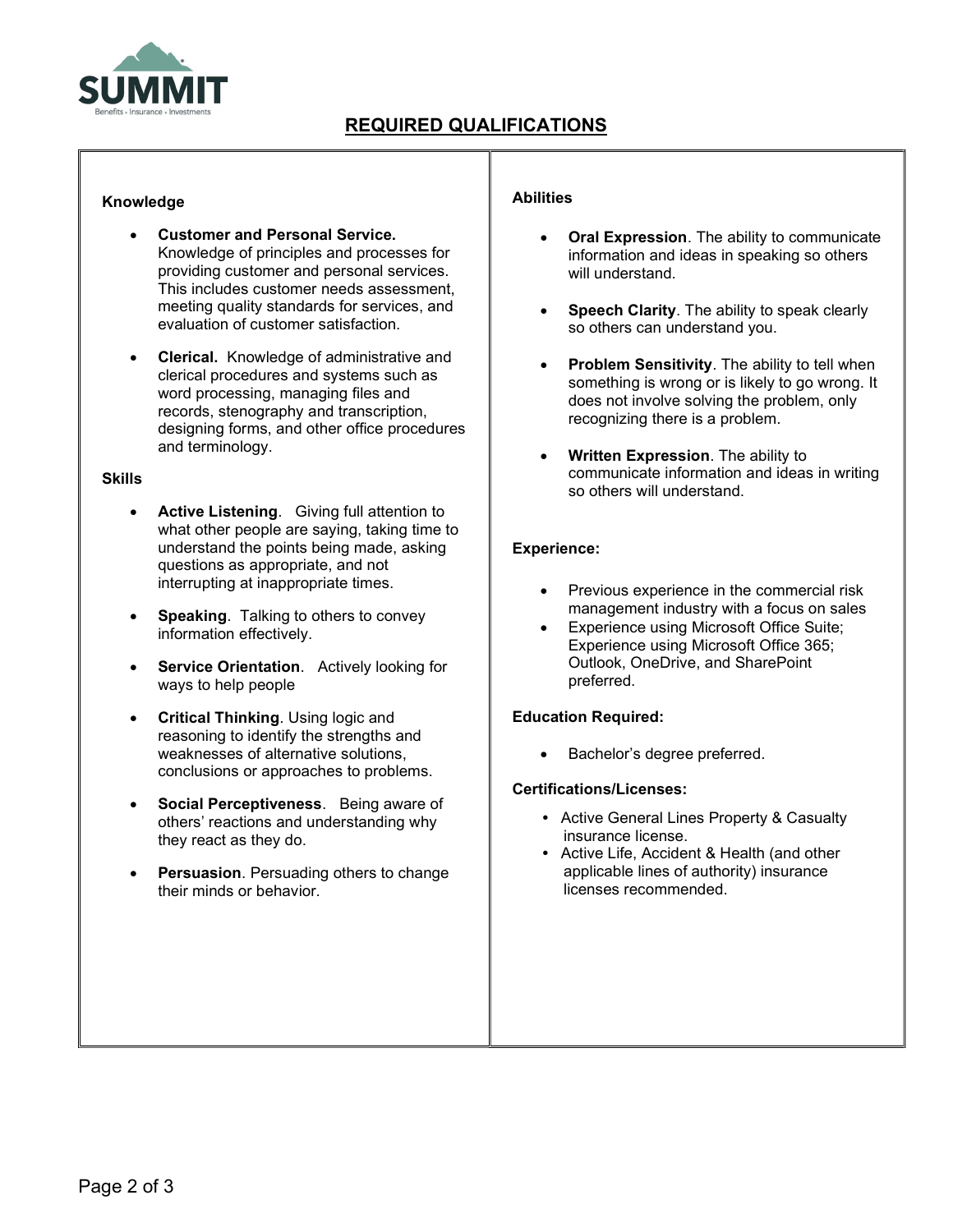## REQUIRED QUALIFICATIONS

### Knowledge

- **Customer and Personal Service.** Knowledge of principles and processes for providing customer and personal services. This includes customer needs assessment, meeting quality standards for services, and evaluation of customer satisfaction.
- **Clerical.** Knowledge of administrative and clerical procedures and systems such as word processing, managing files and records, stenography and transcription, designing forms, and other office procedures and terminology.

### Skills

- **Active Listening**. Giving full attention to what other people are saying, taking time to understand the points being made, asking questions as appropriate, and not interrupting at inappropriate times.
- **Speaking**. Talking to others to convey information effectively.
- **Service Orientation**. Actively looking for ways to help people
- **Critical Thinking**. Using logic and reasoning to identify the strengths and weaknesses of alternative solutions, conclusions or approaches to problems.
- **Social Perceptiveness**. Being aware of others' reactions and understanding why they react as they do.
- **Persuasion**. Persuading others to change their minds or behavior.

### Abilities

- **Oral Expression**. The ability to communicate information and ideas in speaking so others will understand.
- **Speech Clarity**. The ability to speak clearly so others can understand you.
- **Problem Sensitivity**. The ability to tell when something is wrong or is likely to go wrong. It does not involve solving the problem, only recognizing there is a problem.
- **Written Expression**. The ability to communicate information and ideas in writing so others will understand.

### Experience:

- Previous experience in the commercial risk management industry with a focus on sales
- Experience using Microsoft Office Suite; Experience using Microsoft Office 365; Outlook, OneDrive, and SharePoint preferred.

### Education Required:

- Bachelor's degree preferred.

### Certifications/Licenses:

- Active General Lines Property & Casualty insurance license.
- Active Life, Accident & Health (and other applicable lines of authority) insurance licenses recommended.